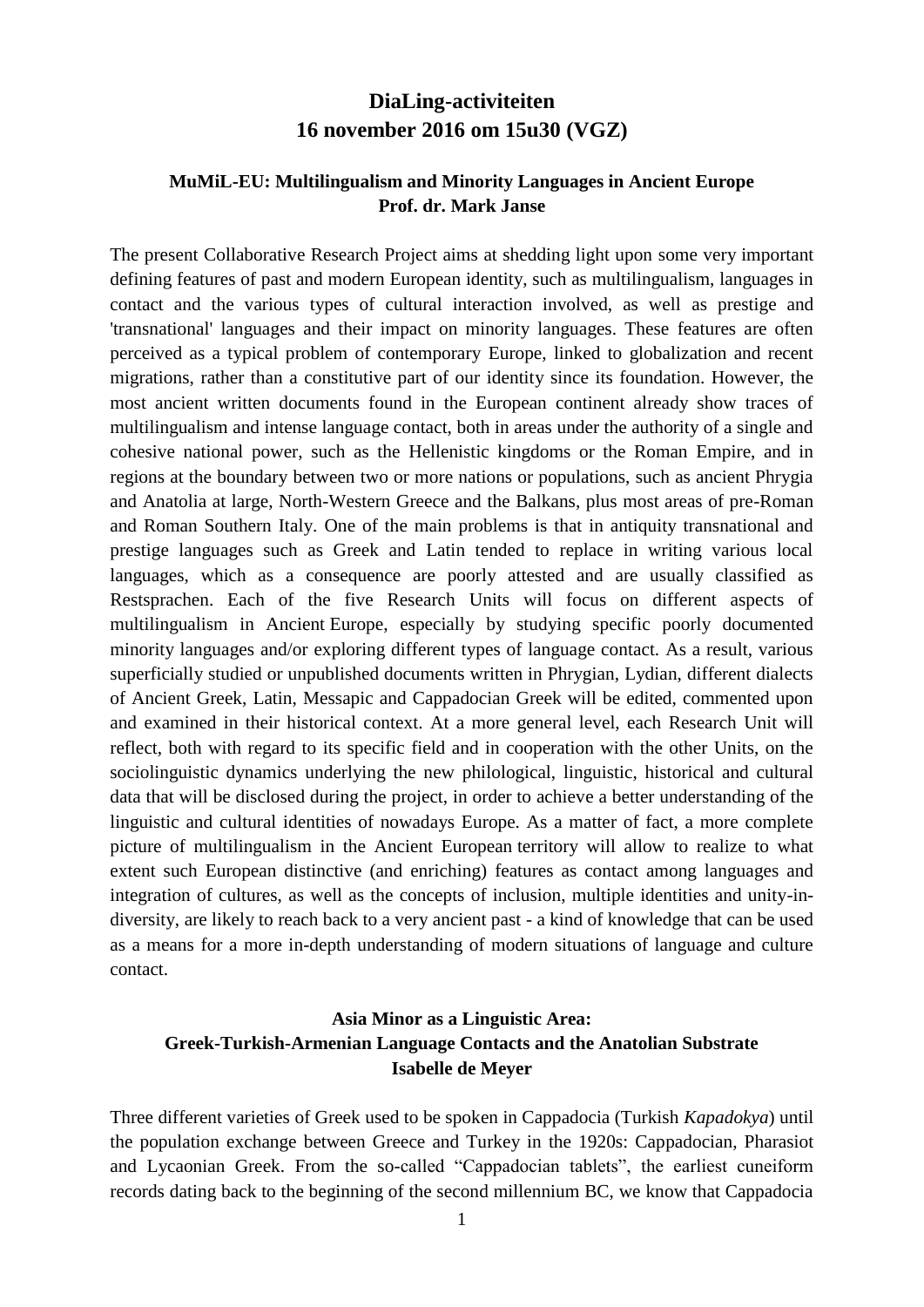# DiaLing-activiteiten
# 16 november 2016 om 15u30 (VGZ)

### MuMiL-EU: Multilingualism and Minority Languages in Ancient Europe
### Prof. dr. Mark Janse

The present Collaborative Research Project aims at shedding light upon some very important defining features of past and modern European identity, such as multilingualism, languages in contact and the various types of cultural interaction involved, as well as prestige and 'transnational' languages and their impact on minority languages. These features are often perceived as a typical problem of contemporary Europe, linked to globalization and recent migrations, rather than a constitutive part of our identity since its foundation. However, the most ancient written documents found in the European continent already show traces of multilingualism and intense language contact, both in areas under the authority of a single and cohesive national power, such as the Hellenistic kingdoms or the Roman Empire, and in regions at the boundary between two or more nations or populations, such as ancient Phrygia and Anatolia at large, North-Western Greece and the Balkans, plus most areas of pre-Roman and Roman Southern Italy. One of the main problems is that in antiquity transnational and prestige languages such as Greek and Latin tended to replace in writing various local languages, which as a consequence are poorly attested and are usually classified as Restsprachen. Each of the five Research Units will focus on different aspects of multilingualism in Ancient Europe, especially by studying specific poorly documented minority languages and/or exploring different types of language contact. As a result, various superficially studied or unpublished documents written in Phrygian, Lydian, different dialects of Ancient Greek, Latin, Messapic and Cappadocian Greek will be edited, commented upon and examined in their historical context. At a more general level, each Research Unit will reflect, both with regard to its specific field and in cooperation with the other Units, on the sociolinguistic dynamics underlying the new philological, linguistic, historical and cultural data that will be disclosed during the project, in order to achieve a better understanding of the linguistic and cultural identities of nowadays Europe. As a matter of fact, a more complete picture of multilingualism in the Ancient European territory will allow to realize to what extent such European distinctive (and enriching) features as contact among languages and integration of cultures, as well as the concepts of inclusion, multiple identities and unity-in-diversity, are likely to reach back to a very ancient past - a kind of knowledge that can be used as a means for a more in-depth understanding of modern situations of language and culture contact.

### Asia Minor as a Linguistic Area:
### Greek-Turkish-Armenian Language Contacts and the Anatolian Substrate
### Isabelle de Meyer

Three different varieties of Greek used to be spoken in Cappadocia (Turkish *Kapadokya*) until the population exchange between Greece and Turkey in the 1920s: Cappadocian, Pharasiot and Lycaonian Greek. From the so-called "Cappadocian tablets", the earliest cuneiform records dating back to the beginning of the second millennium BC, we know that Cappadocia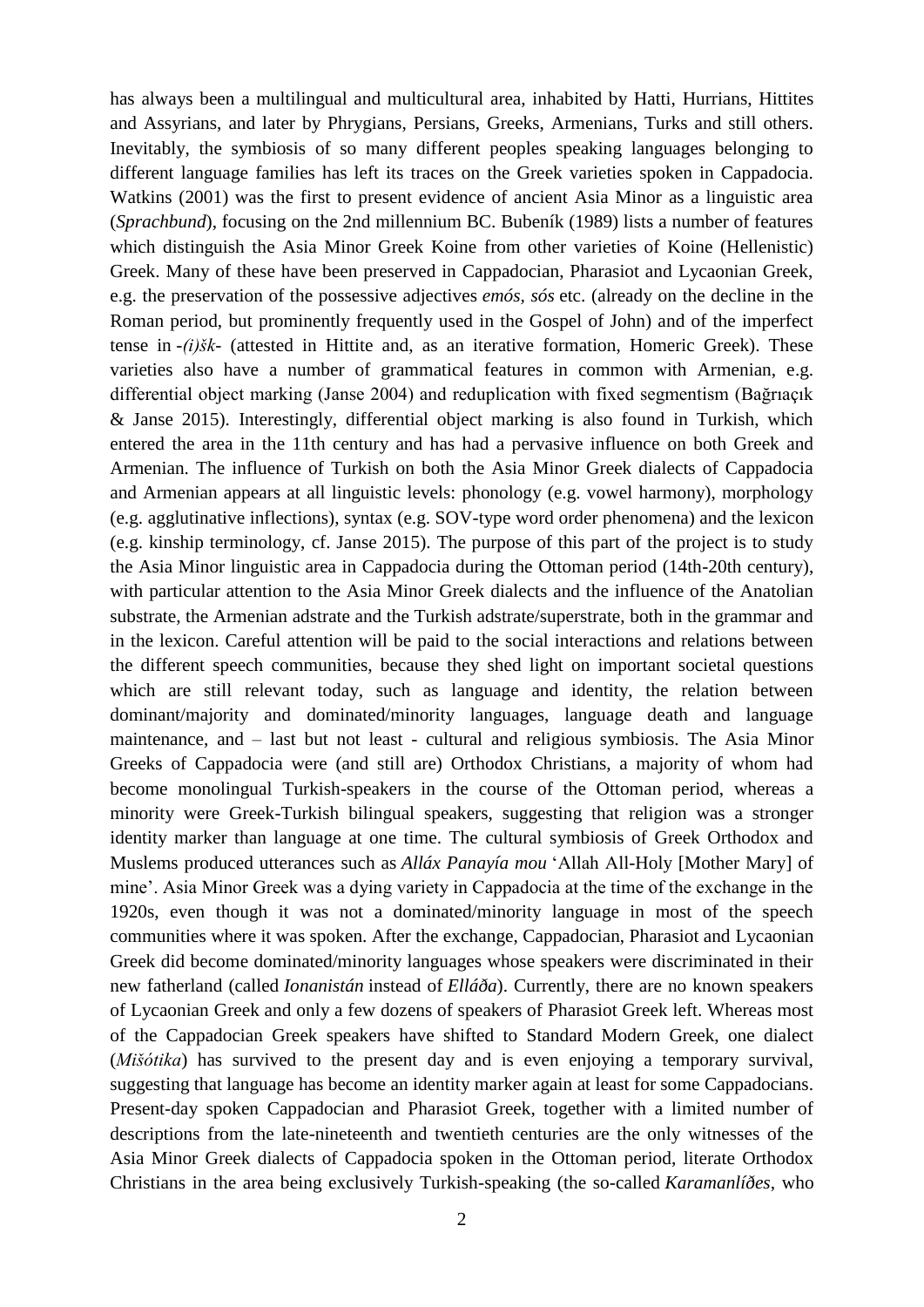has always been a multilingual and multicultural area, inhabited by Hatti, Hurrians, Hittites and Assyrians, and later by Phrygians, Persians, Greeks, Armenians, Turks and still others. Inevitably, the symbiosis of so many different peoples speaking languages belonging to different language families has left its traces on the Greek varieties spoken in Cappadocia. Watkins (2001) was the first to present evidence of ancient Asia Minor as a linguistic area (*Sprachbund*), focusing on the 2nd millennium BC. Bubeník (1989) lists a number of features which distinguish the Asia Minor Greek Koine from other varieties of Koine (Hellenistic) Greek. Many of these have been preserved in Cappadocian, Pharasiot and Lycaonian Greek, e.g. the preservation of the possessive adjectives *emós*, *sós* etc. (already on the decline in the Roman period, but prominently frequently used in the Gospel of John) and of the imperfect tense in *-(i)šk-* (attested in Hittite and, as an iterative formation, Homeric Greek). These varieties also have a number of grammatical features in common with Armenian, e.g. differential object marking (Janse 2004) and reduplication with fixed segmentism (Bağrıaçık & Janse 2015). Interestingly, differential object marking is also found in Turkish, which entered the area in the 11th century and has had a pervasive influence on both Greek and Armenian. The influence of Turkish on both the Asia Minor Greek dialects of Cappadocia and Armenian appears at all linguistic levels: phonology (e.g. vowel harmony), morphology (e.g. agglutinative inflections), syntax (e.g. SOV-type word order phenomena) and the lexicon (e.g. kinship terminology, cf. Janse 2015). The purpose of this part of the project is to study the Asia Minor linguistic area in Cappadocia during the Ottoman period (14th-20th century), with particular attention to the Asia Minor Greek dialects and the influence of the Anatolian substrate, the Armenian adstrate and the Turkish adstrate/superstrate, both in the grammar and in the lexicon. Careful attention will be paid to the social interactions and relations between the different speech communities, because they shed light on important societal questions which are still relevant today, such as language and identity, the relation between dominant/majority and dominated/minority languages, language death and language maintenance, and – last but not least - cultural and religious symbiosis. The Asia Minor Greeks of Cappadocia were (and still are) Orthodox Christians, a majority of whom had become monolingual Turkish-speakers in the course of the Ottoman period, whereas a minority were Greek-Turkish bilingual speakers, suggesting that religion was a stronger identity marker than language at one time. The cultural symbiosis of Greek Orthodox and Muslems produced utterances such as *Alláx Panayía mou* 'Allah All-Holy [Mother Mary] of mine'. Asia Minor Greek was a dying variety in Cappadocia at the time of the exchange in the 1920s, even though it was not a dominated/minority language in most of the speech communities where it was spoken. After the exchange, Cappadocian, Pharasiot and Lycaonian Greek did become dominated/minority languages whose speakers were discriminated in their new fatherland (called *Ionanistán* instead of *Elláða*). Currently, there are no known speakers of Lycaonian Greek and only a few dozens of speakers of Pharasiot Greek left. Whereas most of the Cappadocian Greek speakers have shifted to Standard Modern Greek, one dialect (*Mišótika*) has survived to the present day and is even enjoying a temporary survival, suggesting that language has become an identity marker again at least for some Cappadocians. Present-day spoken Cappadocian and Pharasiot Greek, together with a limited number of descriptions from the late-nineteenth and twentieth centuries are the only witnesses of the Asia Minor Greek dialects of Cappadocia spoken in the Ottoman period, literate Orthodox Christians in the area being exclusively Turkish-speaking (the so-called *Karamanlíðes*, who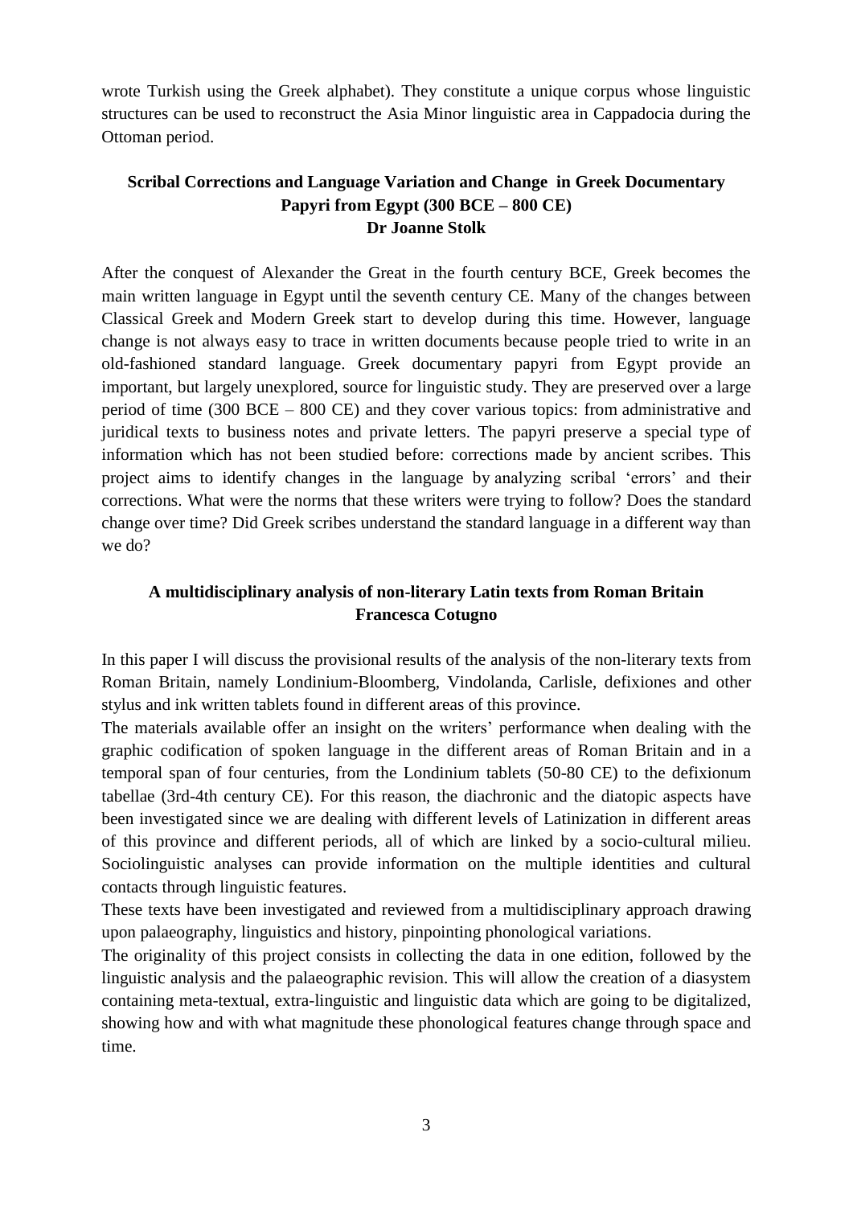wrote Turkish using the Greek alphabet). They constitute a unique corpus whose linguistic structures can be used to reconstruct the Asia Minor linguistic area in Cappadocia during the Ottoman period.

**Scribal Corrections and Language Variation and Change in Greek Documentary Papyri from Egypt (300 BCE – 800 CE)**
**Dr Joanne Stolk**

After the conquest of Alexander the Great in the fourth century BCE, Greek becomes the main written language in Egypt until the seventh century CE. Many of the changes between Classical Greek and Modern Greek start to develop during this time. However, language change is not always easy to trace in written documents because people tried to write in an old-fashioned standard language. Greek documentary papyri from Egypt provide an important, but largely unexplored, source for linguistic study. They are preserved over a large period of time (300 BCE – 800 CE) and they cover various topics: from administrative and juridical texts to business notes and private letters. The papyri preserve a special type of information which has not been studied before: corrections made by ancient scribes. This project aims to identify changes in the language by analyzing scribal 'errors' and their corrections. What were the norms that these writers were trying to follow? Does the standard change over time? Did Greek scribes understand the standard language in a different way than we do?

**A multidisciplinary analysis of non-literary Latin texts from Roman Britain**
**Francesca Cotugno**

In this paper I will discuss the provisional results of the analysis of the non-literary texts from Roman Britain, namely Londinium-Bloomberg, Vindolanda, Carlisle, defixiones and other stylus and ink written tablets found in different areas of this province.

The materials available offer an insight on the writers' performance when dealing with the graphic codification of spoken language in the different areas of Roman Britain and in a temporal span of four centuries, from the Londinium tablets (50-80 CE) to the defixionum tabellae (3rd-4th century CE). For this reason, the diachronic and the diatopic aspects have been investigated since we are dealing with different levels of Latinization in different areas of this province and different periods, all of which are linked by a socio-cultural milieu. Sociolinguistic analyses can provide information on the multiple identities and cultural contacts through linguistic features.

These texts have been investigated and reviewed from a multidisciplinary approach drawing upon palaeography, linguistics and history, pinpointing phonological variations.

The originality of this project consists in collecting the data in one edition, followed by the linguistic analysis and the palaeographic revision. This will allow the creation of a diasystem containing meta-textual, extra-linguistic and linguistic data which are going to be digitalized, showing how and with what magnitude these phonological features change through space and time.